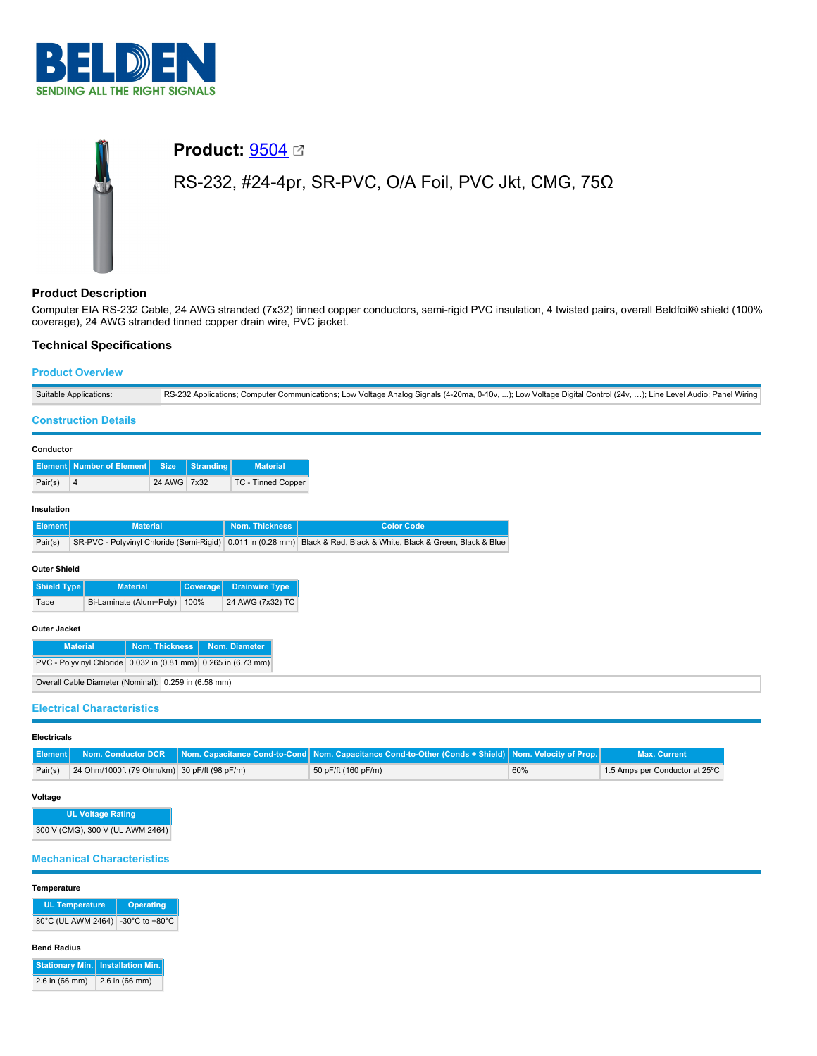# BELDEN

SENDING ALL THE RIGHT SIGNALS

## Product: 9504

RS-232, #24-4pr, SR-PVC, O/A Foil, PVC Jkt, CMG, 75Ω

### Product Description

Computer EIA RS-232 Cable, 24 AWG stranded (7x32) tinned copper conductors, semi-rigid PVC insulation, 4 twisted pairs, overall Beldfoil® shield (100% coverage), 24 AWG stranded tinned copper drain wire, PVC jacket.

### Technical Specifications

#### Product Overview

| Suitable Applications: | RS-232 Applications; Computer Communications; Low Voltage Analog Signals (4-20ma, 0-10v, ...); Low Voltage Digital Control (24v, ...); Line Level Audio; Panel Wiring |
|---|---|

#### Construction Details

**Conductor**

| Element | Number of Element | Size | Stranding | Material |
|---|---|---|---|---|
| Pair(s) | 4 | 24 AWG | 7x32 | TC - Tinned Copper |

**Insulation**

| Element | Material | Nom. Thickness | Color Code |
|---|---|---|---|
| Pair(s) | SR-PVC - Polyvinyl Chloride (Semi-Rigid) | 0.011 in (0.28 mm) | Black & Red, Black & White, Black & Green, Black & Blue |

**Outer Shield**

| Shield Type | Material | Coverage | Drainwire Type |
|---|---|---|---|
| Tape | Bi-Laminate (Alum+Poly) | 100% | 24 AWG (7x32) TC |

**Outer Jacket**

| Material | Nom. Thickness | Nom. Diameter |
|---|---|---|
| PVC - Polyvinyl Chloride | 0.032 in (0.81 mm) | 0.265 in (6.73 mm) |

| Overall Cable Diameter (Nominal): | 0.259 in (6.58 mm) |
|---|---|

#### Electrical Characteristics

**Electricals**

| Element | Nom. Conductor DCR | Nom. Capacitance Cond-to-Cond | Nom. Capacitance Cond-to-Other (Conds + Shield) | Nom. Velocity of Prop. | Max. Current |
|---|---|---|---|---|---|
| Pair(s) | 24 Ohm/1000ft (79 Ohm/km) | 30 pF/ft (98 pF/m) | 50 pF/ft (160 pF/m) | 60% | 1.5 Amps per Conductor at 25ºC |

**Voltage**

| UL Voltage Rating |
|---|
| 300 V (CMG), 300 V (UL AWM 2464) |

#### Mechanical Characteristics

**Temperature**

| UL Temperature | Operating |
|---|---|
| 80°C (UL AWM 2464) | -30°C to +80°C |

**Bend Radius**

| Stationary Min. | Installation Min. |
|---|---|
| 2.6 in (66 mm) | 2.6 in (66 mm) |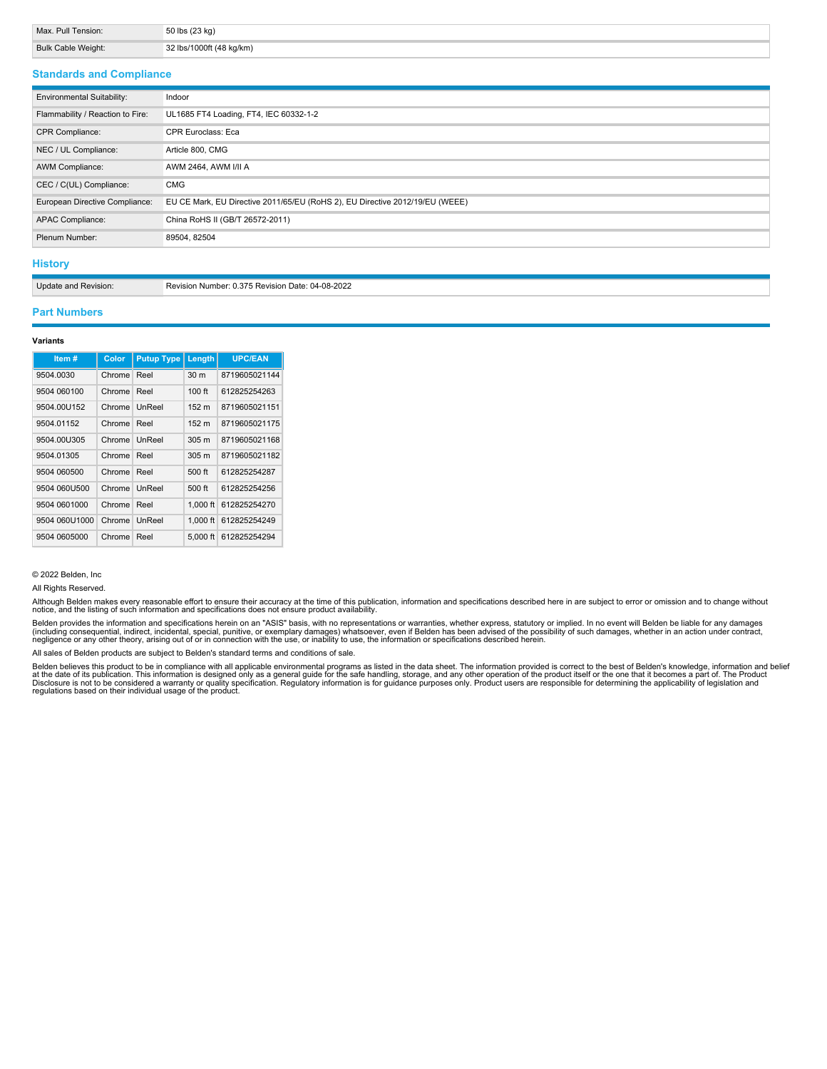| | |
|---|---|
| Max. Pull Tension: | 50 lbs (23 kg) |
| Bulk Cable Weight: | 32 lbs/1000ft (48 kg/km) |

## Standards and Compliance

| | |
|---|---|
| Environmental Suitability: | Indoor |
| Flammability / Reaction to Fire: | UL1685 FT4 Loading, FT4, IEC 60332-1-2 |
| CPR Compliance: | CPR Euroclass: Eca |
| NEC / UL Compliance: | Article 800, CMG |
| AWM Compliance: | AWM 2464, AWM I/II A |
| CEC / C(UL) Compliance: | CMG |
| European Directive Compliance: | EU CE Mark, EU Directive 2011/65/EU (RoHS 2), EU Directive 2012/19/EU (WEEE) |
| APAC Compliance: | China RoHS II (GB/T 26572-2011) |
| Plenum Number: | 89504, 82504 |

## History

| | |
|---|---|
| Update and Revision: | Revision Number: 0.375 Revision Date: 04-08-2022 |

## Part Numbers

**Variants**

| Item # | Color | Putup Type | Length | UPC/EAN |
|---|---|---|---|---|
| 9504.0030 | Chrome | Reel | 30 m | 8719605021144 |
| 9504 060100 | Chrome | Reel | 100 ft | 612825254263 |
| 9504.00U152 | Chrome | UnReel | 152 m | 8719605021151 |
| 9504.01152 | Chrome | Reel | 152 m | 8719605021175 |
| 9504.00U305 | Chrome | UnReel | 305 m | 8719605021168 |
| 9504.01305 | Chrome | Reel | 305 m | 8719605021182 |
| 9504 060500 | Chrome | Reel | 500 ft | 612825254287 |
| 9504 060U500 | Chrome | UnReel | 500 ft | 612825254256 |
| 9504 0601000 | Chrome | Reel | 1,000 ft | 612825254270 |
| 9504 060U1000 | Chrome | UnReel | 1,000 ft | 612825254249 |
| 9504 0605000 | Chrome | Reel | 5,000 ft | 612825254294 |

© 2022 Belden, Inc

All Rights Reserved.

Although Belden makes every reasonable effort to ensure their accuracy at the time of this publication, information and specifications described here in are subject to error or omission and to change without notice, and the listing of such information and specifications does not ensure product availability.

Belden provides the information and specifications herein on an "ASIS" basis, with no representations or warranties, whether express, statutory or implied. In no event will Belden be liable for any damages (including consequential, indirect, incidental, special, punitive, or exemplary damages) whatsoever, even if Belden has been advised of the possibility of such damages, whether in an action under contract, negligence or any other theory, arising out of or in connection with the use, or inability to use, the information or specifications described herein.

All sales of Belden products are subject to Belden's standard terms and conditions of sale.

Belden believes this product to be in compliance with all applicable environmental programs as listed in the data sheet. The information provided is correct to the best of Belden's knowledge, information and belief at the date of its publication. This information is designed only as a general guide for the safe handling, storage, and any other operation of the product itself or the one that it becomes a part of. The Product Disclosure is not to be considered a warranty or quality specification. Regulatory information is for guidance purposes only. Product users are responsible for determining the applicability of legislation and regulations based on their individual usage of the product.